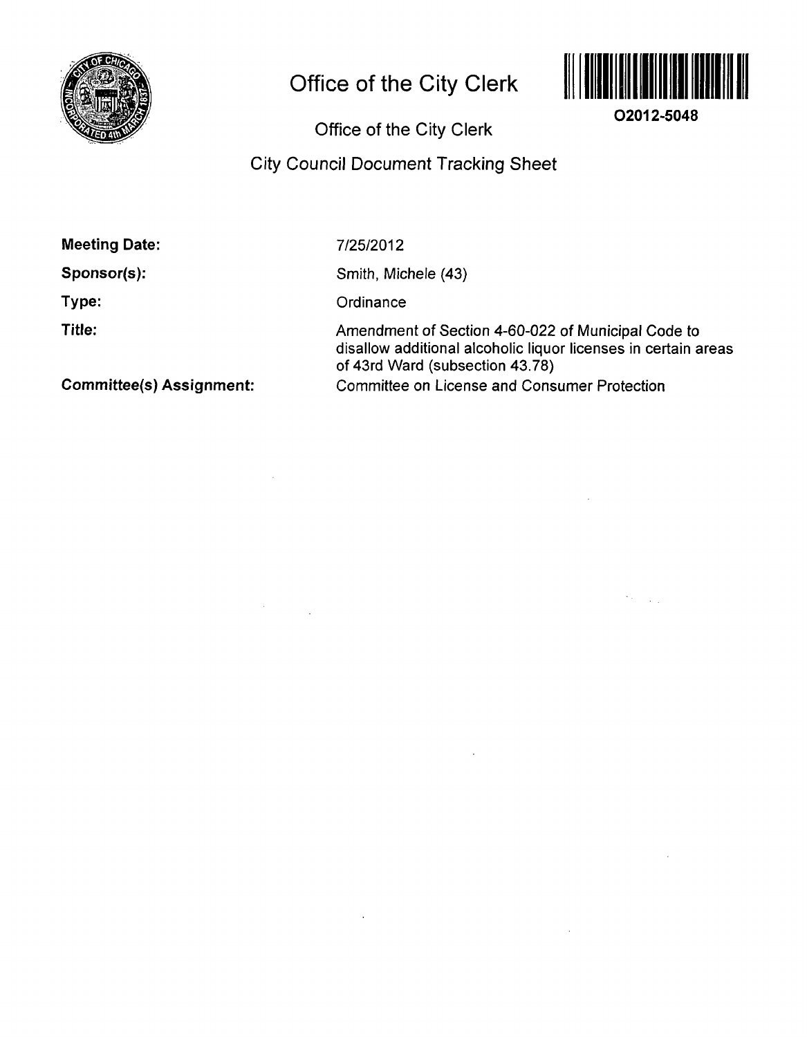# Office of the City Clerk

**O2012-5048**

## Office of the City Clerk

## City Council Document Tracking Sheet

| | |
|---|---|
| **Meeting Date:** | 7/25/2012 |
| **Sponsor(s):** | Smith, Michele (43) |
| **Type:** | Ordinance |
| **Title:** | Amendment of Section 4-60-022 of Municipal Code to disallow additional alcoholic liquor licenses in certain areas of 43rd Ward (subsection 43.78) |
| **Committee(s) Assignment:** | Committee on License and Consumer Protection |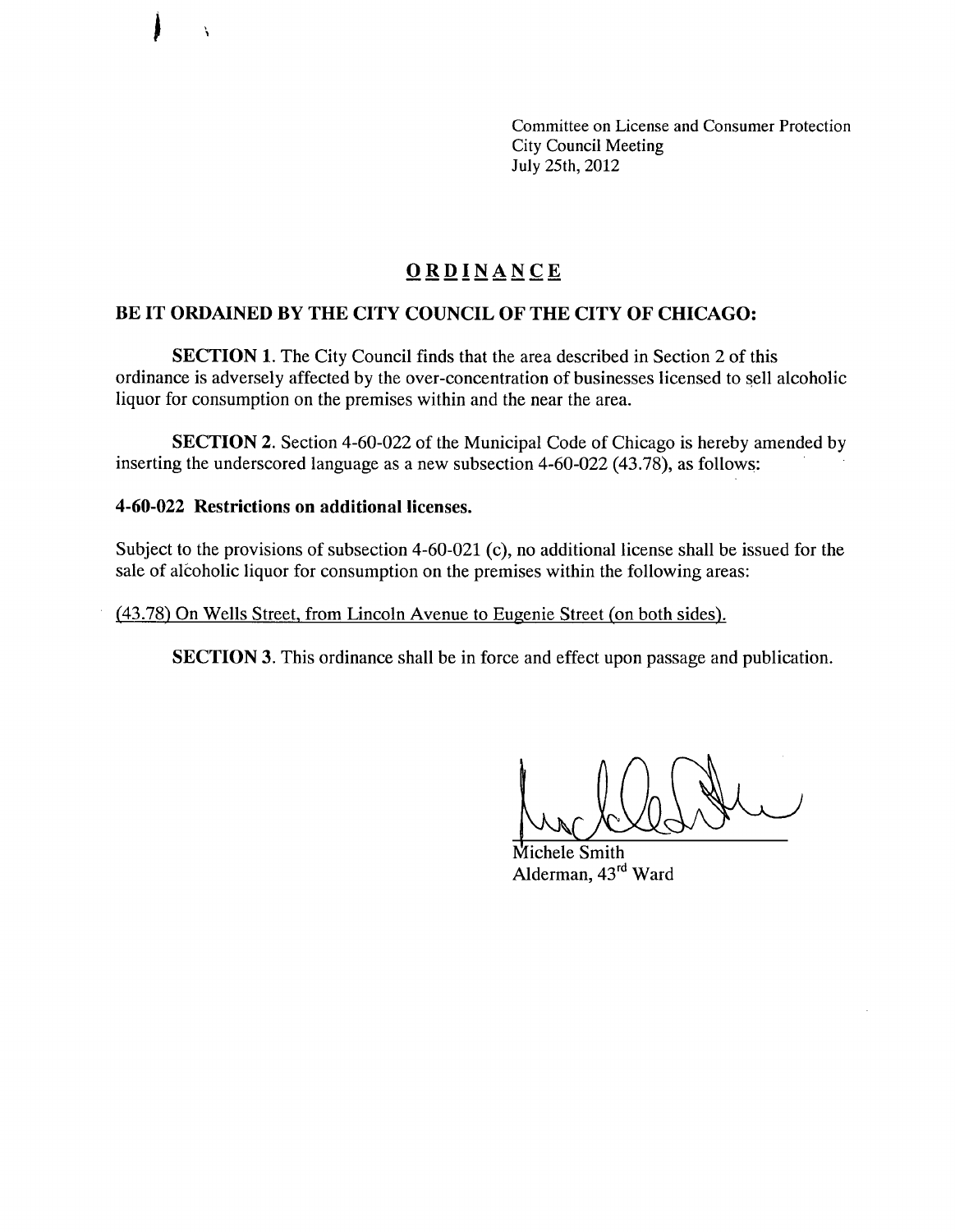Committee on License and Consumer Protection
City Council Meeting
July 25th, 2012

# ORDINANCE

## BE IT ORDAINED BY THE CITY COUNCIL OF THE CITY OF CHICAGO:

**SECTION 1**. The City Council finds that the area described in Section 2 of this ordinance is adversely affected by the over-concentration of businesses licensed to sell alcoholic liquor for consumption on the premises within and the near the area.

**SECTION 2**. Section 4-60-022 of the Municipal Code of Chicago is hereby amended by inserting the underscored language as a new subsection 4-60-022 (43.78), as follows:

**4-60-022 Restrictions on additional licenses.**

Subject to the provisions of subsection 4-60-021 (c), no additional license shall be issued for the sale of alcoholic liquor for consumption on the premises within the following areas:

(43.78) On Wells Street, from Lincoln Avenue to Eugenie Street (on both sides).

**SECTION 3**. This ordinance shall be in force and effect upon passage and publication.

Michele Smith
Alderman, 43rd Ward